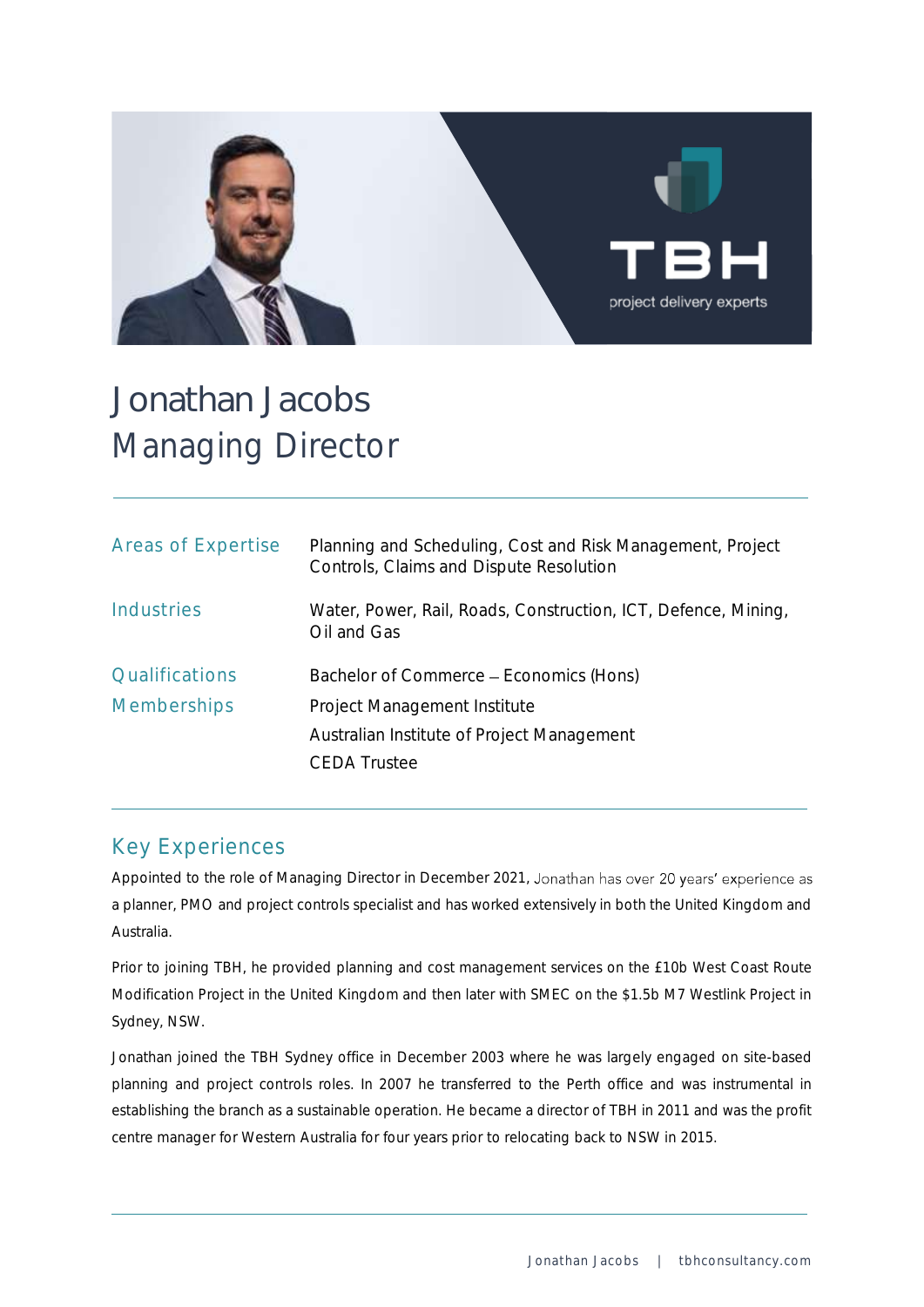# Jonathan Jacobs
## Managing Director

| | |
|---|---|
| Areas of Expertise | Planning and Scheduling, Cost and Risk Management, Project Controls, Claims and Dispute Resolution |
| Industries | Water, Power, Rail, Roads, Construction, ICT, Defence, Mining, Oil and Gas |
| Qualifications | Bachelor of Commerce – Economics (Hons) |
| Memberships | Project Management Institute |
| | Australian Institute of Project Management |
| | CEDA Trustee |

## Key Experiences

Appointed to the role of Managing Director in December 2021, Jonathan has over 20 years' experience as a planner, PMO and project controls specialist and has worked extensively in both the United Kingdom and Australia.

Prior to joining TBH, he provided planning and cost management services on the £10b West Coast Route Modification Project in the United Kingdom and then later with SMEC on the $1.5b M7 Westlink Project in Sydney, NSW.

Jonathan joined the TBH Sydney office in December 2003 where he was largely engaged on site-based planning and project controls roles. In 2007 he transferred to the Perth office and was instrumental in establishing the branch as a sustainable operation. He became a director of TBH in 2011 and was the profit centre manager for Western Australia for four years prior to relocating back to NSW in 2015.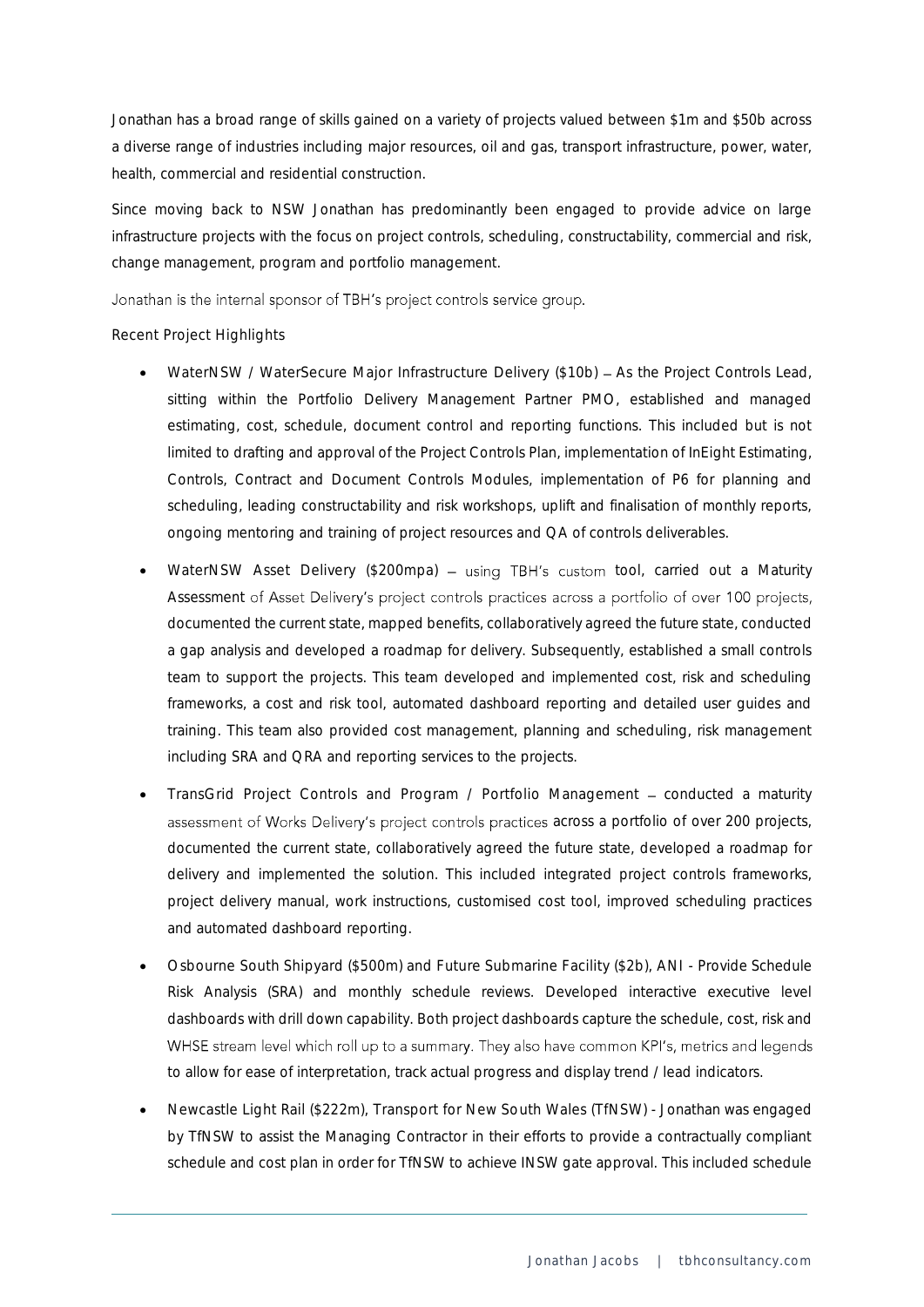Jonathan has a broad range of skills gained on a variety of projects valued between $1m and $50b across a diverse range of industries including major resources, oil and gas, transport infrastructure, power, water, health, commercial and residential construction.

Since moving back to NSW Jonathan has predominantly been engaged to provide advice on large infrastructure projects with the focus on project controls, scheduling, constructability, commercial and risk, change management, program and portfolio management.

Jonathan is the internal sponsor of TBH's project controls service group.

Recent Project Highlights

- WaterNSW / WaterSecure Major Infrastructure Delivery ($10b) – As the Project Controls Lead, sitting within the Portfolio Delivery Management Partner PMO, established and managed estimating, cost, schedule, document control and reporting functions. This included but is not limited to drafting and approval of the Project Controls Plan, implementation of InEight Estimating, Controls, Contract and Document Controls Modules, implementation of P6 for planning and scheduling, leading constructability and risk workshops, uplift and finalisation of monthly reports, ongoing mentoring and training of project resources and QA of controls deliverables.
- WaterNSW Asset Delivery ($200mpa) – using TBH's custom tool, carried out a Maturity Assessment of Asset Delivery's project controls practices across a portfolio of over 100 projects, documented the current state, mapped benefits, collaboratively agreed the future state, conducted a gap analysis and developed a roadmap for delivery. Subsequently, established a small controls team to support the projects. This team developed and implemented cost, risk and scheduling frameworks, a cost and risk tool, automated dashboard reporting and detailed user guides and training. This team also provided cost management, planning and scheduling, risk management including SRA and QRA and reporting services to the projects.
- TransGrid Project Controls and Program / Portfolio Management – conducted a maturity assessment of Works Delivery's project controls practices across a portfolio of over 200 projects, documented the current state, collaboratively agreed the future state, developed a roadmap for delivery and implemented the solution. This included integrated project controls frameworks, project delivery manual, work instructions, customised cost tool, improved scheduling practices and automated dashboard reporting.
- Osbourne South Shipyard ($500m) and Future Submarine Facility ($2b), ANI - Provide Schedule Risk Analysis (SRA) and monthly schedule reviews. Developed interactive executive level dashboards with drill down capability. Both project dashboards capture the schedule, cost, risk and WHSE stream level which roll up to a summary. They also have common KPI's, metrics and legends to allow for ease of interpretation, track actual progress and display trend / lead indicators.
- Newcastle Light Rail ($222m), Transport for New South Wales (TfNSW) - Jonathan was engaged by TfNSW to assist the Managing Contractor in their efforts to provide a contractually compliant schedule and cost plan in order for TfNSW to achieve INSW gate approval. This included schedule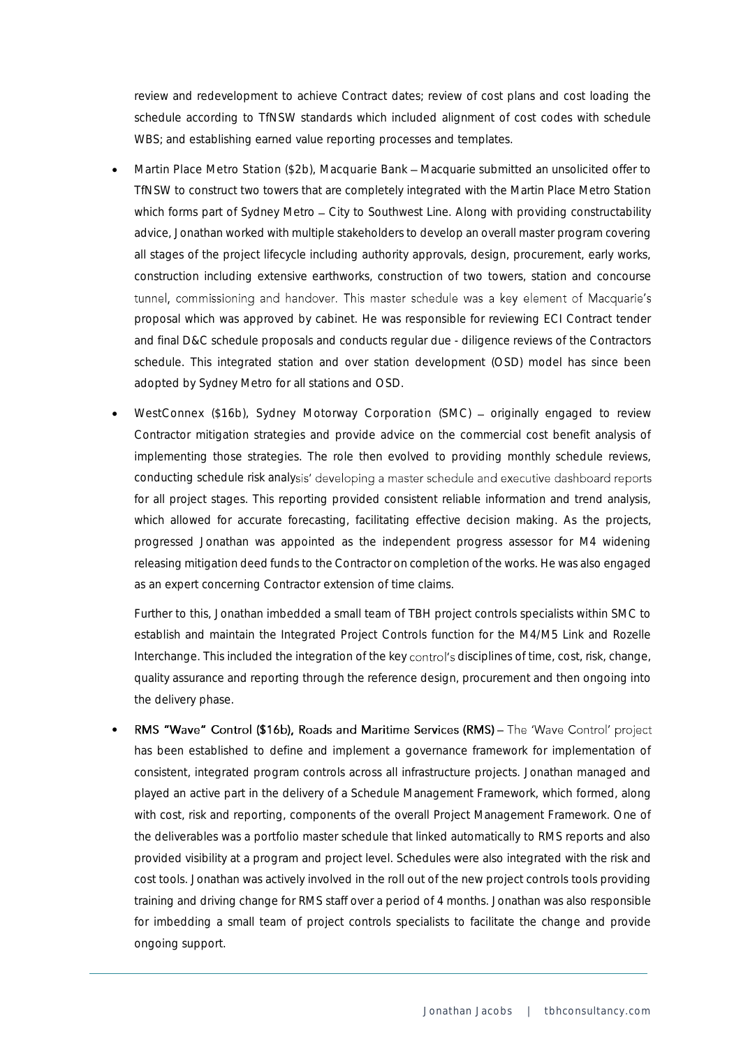review and redevelopment to achieve Contract dates; review of cost plans and cost loading the schedule according to TfNSW standards which included alignment of cost codes with schedule WBS; and establishing earned value reporting processes and templates.

- Martin Place Metro Station ($2b), Macquarie Bank – Macquarie submitted an unsolicited offer to TfNSW to construct two towers that are completely integrated with the Martin Place Metro Station which forms part of Sydney Metro – City to Southwest Line. Along with providing constructability advice, Jonathan worked with multiple stakeholders to develop an overall master program covering all stages of the project lifecycle including authority approvals, design, procurement, early works, construction including extensive earthworks, construction of two towers, station and concourse tunnel, commissioning and handover. This master schedule was a key element of Macquarie's proposal which was approved by cabinet. He was responsible for reviewing ECI Contract tender and final D&C schedule proposals and conducts regular due - diligence reviews of the Contractors schedule. This integrated station and over station development (OSD) model has since been adopted by Sydney Metro for all stations and OSD.

- WestConnex ($16b), Sydney Motorway Corporation (SMC) – originally engaged to review Contractor mitigation strategies and provide advice on the commercial cost benefit analysis of implementing those strategies. The role then evolved to providing monthly schedule reviews, conducting schedule risk analysis' developing a master schedule and executive dashboard reports for all project stages. This reporting provided consistent reliable information and trend analysis, which allowed for accurate forecasting, facilitating effective decision making. As the projects, progressed Jonathan was appointed as the independent progress assessor for M4 widening releasing mitigation deed funds to the Contractor on completion of the works. He was also engaged as an expert concerning Contractor extension of time claims.

  Further to this, Jonathan imbedded a small team of TBH project controls specialists within SMC to establish and maintain the Integrated Project Controls function for the M4/M5 Link and Rozelle Interchange. This included the integration of the key control's disciplines of time, cost, risk, change, quality assurance and reporting through the reference design, procurement and then ongoing into the delivery phase.

- RMS "Wave" Control ($16b), Roads and Maritime Services (RMS) – The 'Wave Control' project has been established to define and implement a governance framework for implementation of consistent, integrated program controls across all infrastructure projects. Jonathan managed and played an active part in the delivery of a Schedule Management Framework, which formed, along with cost, risk and reporting, components of the overall Project Management Framework. One of the deliverables was a portfolio master schedule that linked automatically to RMS reports and also provided visibility at a program and project level. Schedules were also integrated with the risk and cost tools. Jonathan was actively involved in the roll out of the new project controls tools providing training and driving change for RMS staff over a period of 4 months. Jonathan was also responsible for imbedding a small team of project controls specialists to facilitate the change and provide ongoing support.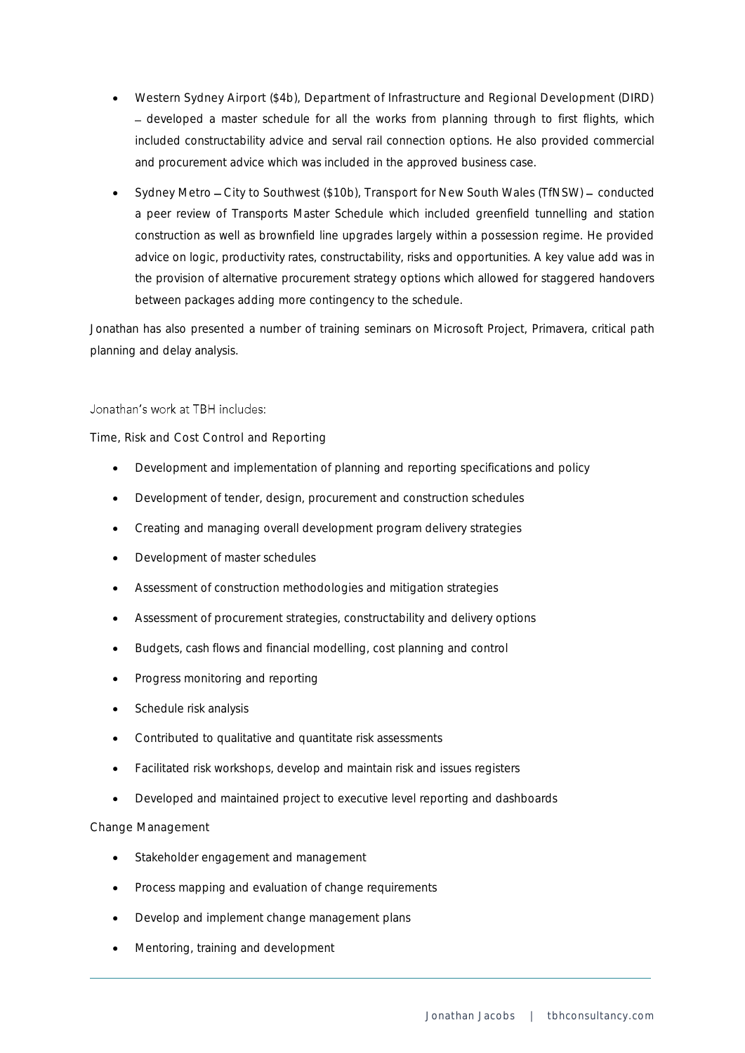- Western Sydney Airport ($4b), Department of Infrastructure and Regional Development (DIRD) – developed a master schedule for all the works from planning through to first flights, which included constructability advice and serval rail connection options. He also provided commercial and procurement advice which was included in the approved business case.
- Sydney Metro – City to Southwest ($10b), Transport for New South Wales (TfNSW) – conducted a peer review of Transports Master Schedule which included greenfield tunnelling and station construction as well as brownfield line upgrades largely within a possession regime. He provided advice on logic, productivity rates, constructability, risks and opportunities. A key value add was in the provision of alternative procurement strategy options which allowed for staggered handovers between packages adding more contingency to the schedule.

Jonathan has also presented a number of training seminars on Microsoft Project, Primavera, critical path planning and delay analysis.

Jonathan's work at TBH includes:

Time, Risk and Cost Control and Reporting

- Development and implementation of planning and reporting specifications and policy
- Development of tender, design, procurement and construction schedules
- Creating and managing overall development program delivery strategies
- Development of master schedules
- Assessment of construction methodologies and mitigation strategies
- Assessment of procurement strategies, constructability and delivery options
- Budgets, cash flows and financial modelling, cost planning and control
- Progress monitoring and reporting
- Schedule risk analysis
- Contributed to qualitative and quantitate risk assessments
- Facilitated risk workshops, develop and maintain risk and issues registers
- Developed and maintained project to executive level reporting and dashboards

Change Management

- Stakeholder engagement and management
- Process mapping and evaluation of change requirements
- Develop and implement change management plans
- Mentoring, training and development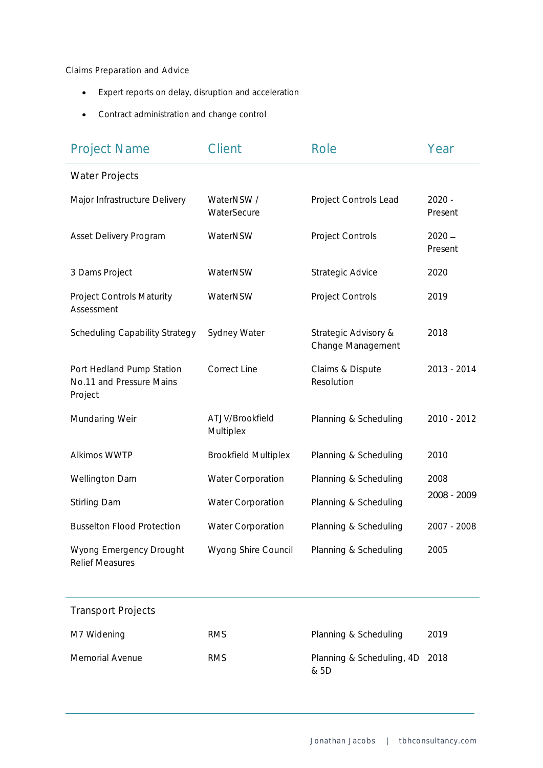Claims Preparation and Advice

- Expert reports on delay, disruption and acceleration
- Contract administration and change control

| Project Name | Client | Role | Year |
|---|---|---|---|
| Water Projects | | | |
| Major Infrastructure Delivery | WaterNSW / WaterSecure | Project Controls Lead | 2020 - Present |
| Asset Delivery Program | WaterNSW | Project Controls | 2020 – Present |
| 3 Dams Project | WaterNSW | Strategic Advice | 2020 |
| Project Controls Maturity Assessment | WaterNSW | Project Controls | 2019 |
| Scheduling Capability Strategy | Sydney Water | Strategic Advisory & Change Management | 2018 |
| Port Hedland Pump Station No.11 and Pressure Mains Project | Correct Line | Claims & Dispute Resolution | 2013 - 2014 |
| Mundaring Weir | ATJV/Brookfield Multiplex | Planning & Scheduling | 2010 - 2012 |
| Alkimos WWTP | Brookfield Multiplex | Planning & Scheduling | 2010 |
| Wellington Dam | Water Corporation | Planning & Scheduling | 2008 |
| Stirling Dam | Water Corporation | Planning & Scheduling | 2008 - 2009 |
| Busselton Flood Protection | Water Corporation | Planning & Scheduling | 2007 - 2008 |
| Wyong Emergency Drought Relief Measures | Wyong Shire Council | Planning & Scheduling | 2005 |
| Transport Projects | | | |
| M7 Widening | RMS | Planning & Scheduling | 2019 |
| Memorial Avenue | RMS | Planning & Scheduling, 4D & 5D | 2018 |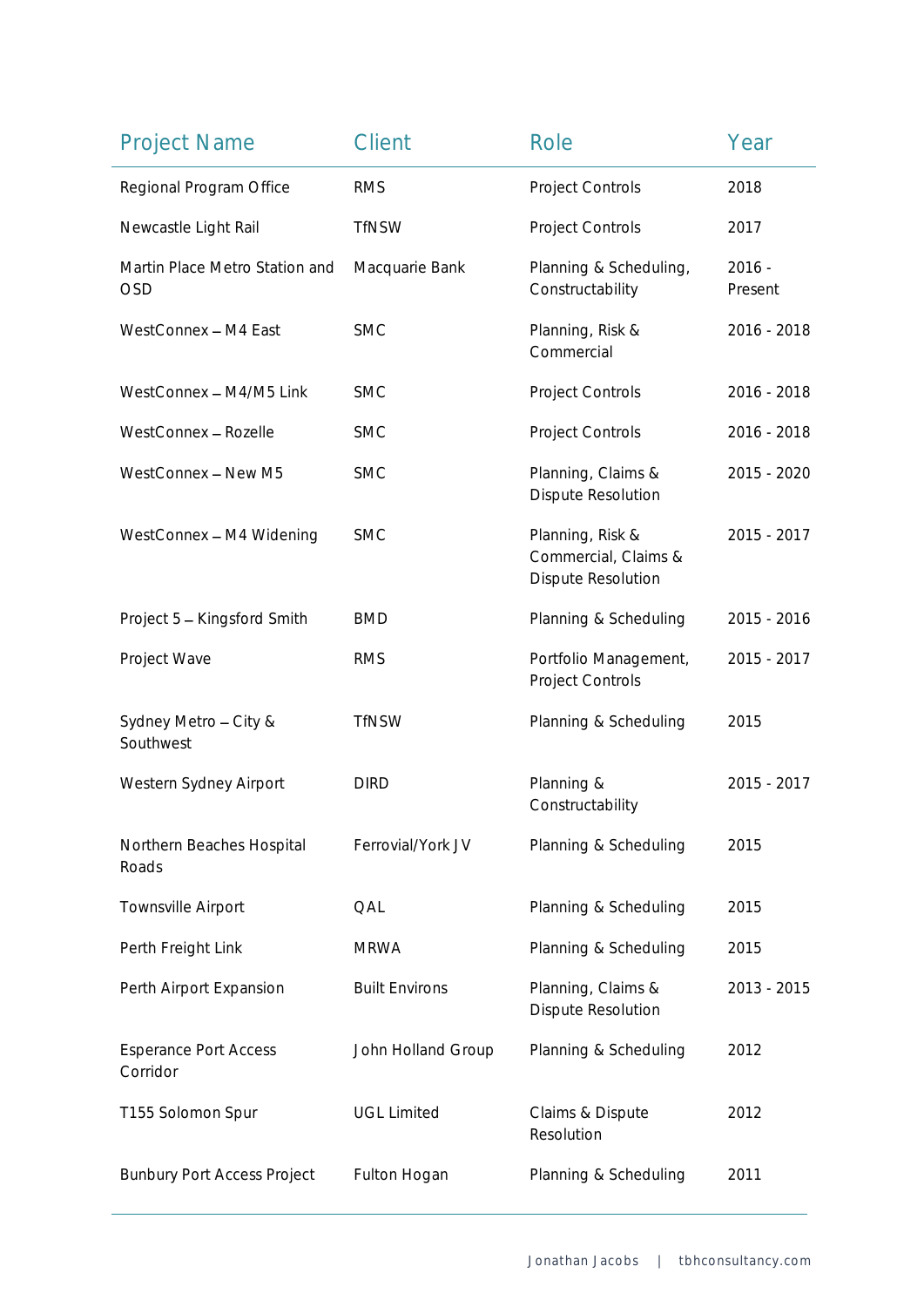| Project Name | Client | Role | Year |
|---|---|---|---|
| Regional Program Office | RMS | Project Controls | 2018 |
| Newcastle Light Rail | TfNSW | Project Controls | 2017 |
| Martin Place Metro Station and OSD | Macquarie Bank | Planning & Scheduling, Constructability | 2016 - Present |
| WestConnex – M4 East | SMC | Planning, Risk & Commercial | 2016 - 2018 |
| WestConnex – M4/M5 Link | SMC | Project Controls | 2016 - 2018 |
| WestConnex – Rozelle | SMC | Project Controls | 2016 - 2018 |
| WestConnex – New M5 | SMC | Planning, Claims & Dispute Resolution | 2015 - 2020 |
| WestConnex – M4 Widening | SMC | Planning, Risk & Commercial, Claims & Dispute Resolution | 2015 - 2017 |
| Project 5 – Kingsford Smith | BMD | Planning & Scheduling | 2015 - 2016 |
| Project Wave | RMS | Portfolio Management, Project Controls | 2015 - 2017 |
| Sydney Metro – City & Southwest | TfNSW | Planning & Scheduling | 2015 |
| Western Sydney Airport | DIRD | Planning & Constructability | 2015 - 2017 |
| Northern Beaches Hospital Roads | Ferrovial/York JV | Planning & Scheduling | 2015 |
| Townsville Airport | QAL | Planning & Scheduling | 2015 |
| Perth Freight Link | MRWA | Planning & Scheduling | 2015 |
| Perth Airport Expansion | Built Environs | Planning, Claims & Dispute Resolution | 2013 - 2015 |
| Esperance Port Access Corridor | John Holland Group | Planning & Scheduling | 2012 |
| T155 Solomon Spur | UGL Limited | Claims & Dispute Resolution | 2012 |
| Bunbury Port Access Project | Fulton Hogan | Planning & Scheduling | 2011 |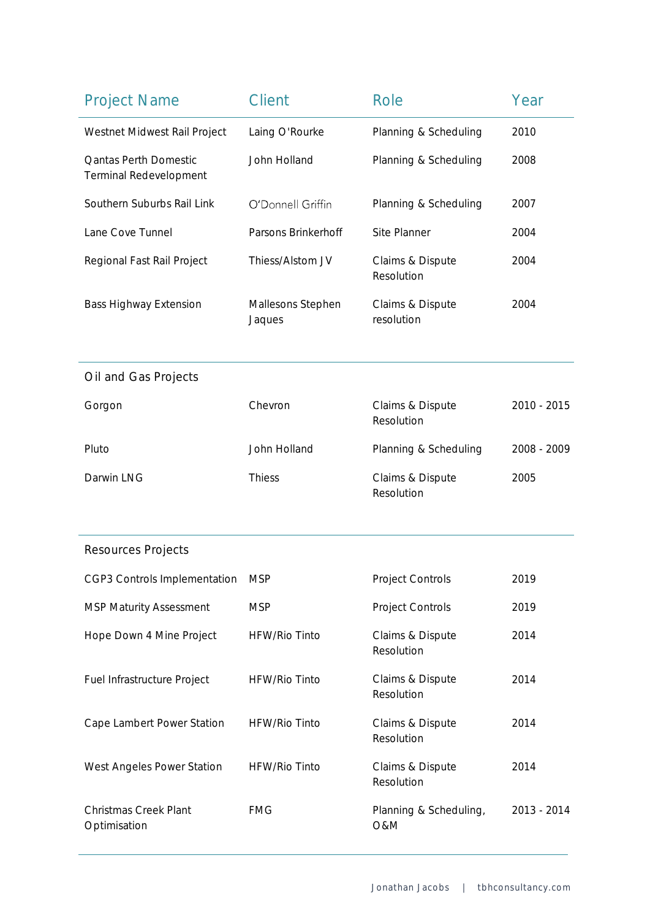| Project Name | Client | Role | Year |
|---|---|---|---|
| Westnet Midwest Rail Project | Laing O'Rourke | Planning & Scheduling | 2010 |
| Qantas Perth Domestic Terminal Redevelopment | John Holland | Planning & Scheduling | 2008 |
| Southern Suburbs Rail Link | O'Donnell Griffin | Planning & Scheduling | 2007 |
| Lane Cove Tunnel | Parsons Brinkerhoff | Site Planner | 2004 |
| Regional Fast Rail Project | Thiess/Alstom JV | Claims & Dispute Resolution | 2004 |
| Bass Highway Extension | Mallesons Stephen Jaques | Claims & Dispute resolution | 2004 |
| **Oil and Gas Projects** | | | |
| Gorgon | Chevron | Claims & Dispute Resolution | 2010 - 2015 |
| Pluto | John Holland | Planning & Scheduling | 2008 - 2009 |
| Darwin LNG | Thiess | Claims & Dispute Resolution | 2005 |
| **Resources Projects** | | | |
| CGP3 Controls Implementation | MSP | Project Controls | 2019 |
| MSP Maturity Assessment | MSP | Project Controls | 2019 |
| Hope Down 4 Mine Project | HFW/Rio Tinto | Claims & Dispute Resolution | 2014 |
| Fuel Infrastructure Project | HFW/Rio Tinto | Claims & Dispute Resolution | 2014 |
| Cape Lambert Power Station | HFW/Rio Tinto | Claims & Dispute Resolution | 2014 |
| West Angeles Power Station | HFW/Rio Tinto | Claims & Dispute Resolution | 2014 |
| Christmas Creek Plant Optimisation | FMG | Planning & Scheduling, O&M | 2013 - 2014 |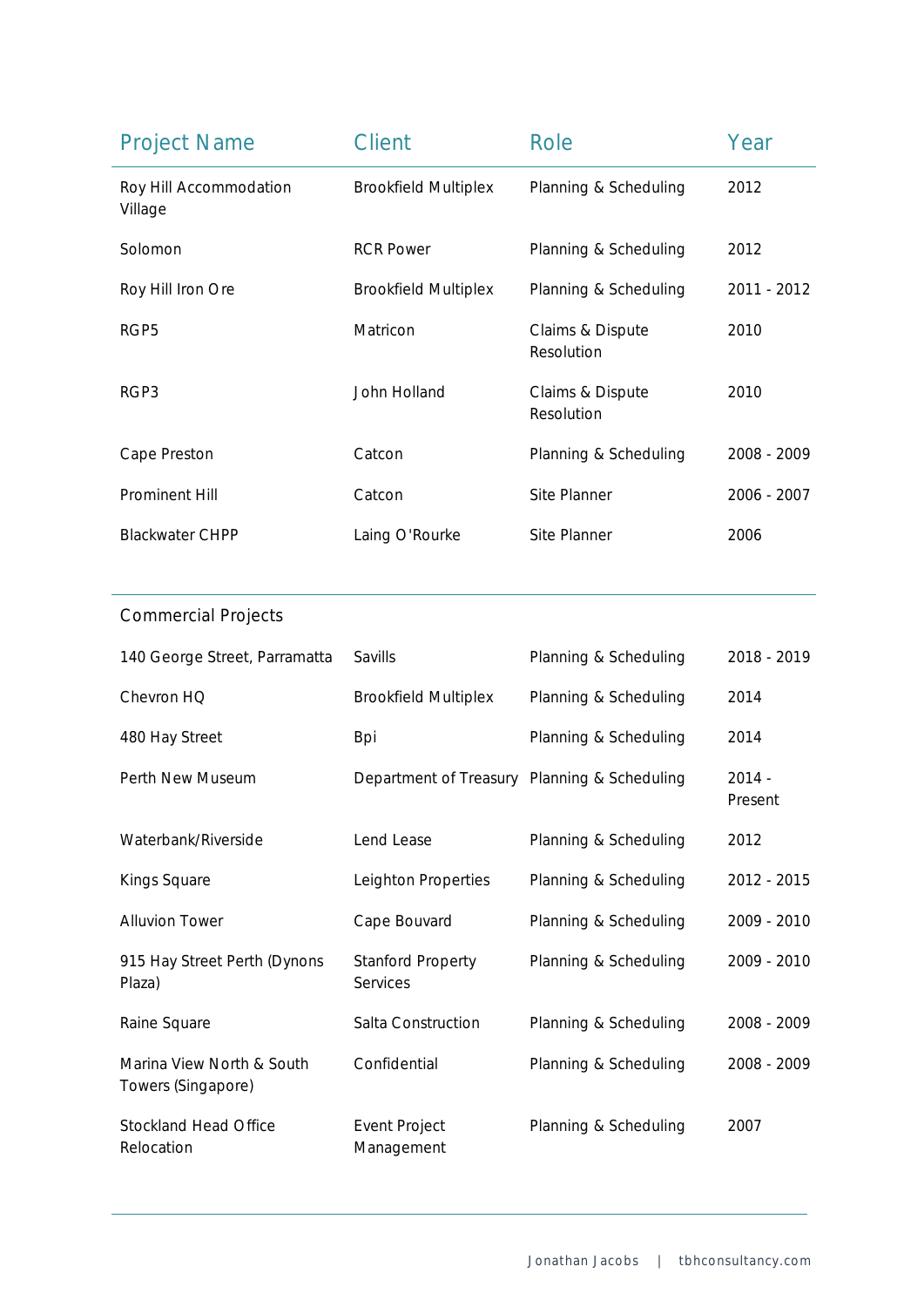| Project Name | Client | Role | Year |
|---|---|---|---|
| Roy Hill Accommodation Village | Brookfield Multiplex | Planning & Scheduling | 2012 |
| Solomon | RCR Power | Planning & Scheduling | 2012 |
| Roy Hill Iron Ore | Brookfield Multiplex | Planning & Scheduling | 2011 - 2012 |
| RGP5 | Matricon | Claims & Dispute Resolution | 2010 |
| RGP3 | John Holland | Claims & Dispute Resolution | 2010 |
| Cape Preston | Catcon | Planning & Scheduling | 2008 - 2009 |
| Prominent Hill | Catcon | Site Planner | 2006 - 2007 |
| Blackwater CHPP | Laing O'Rourke | Site Planner | 2006 |

| Commercial Projects | | | |
|---|---|---|---|
| 140 George Street, Parramatta | Savills | Planning & Scheduling | 2018 - 2019 |
| Chevron HQ | Brookfield Multiplex | Planning & Scheduling | 2014 |
| 480 Hay Street | Bpi | Planning & Scheduling | 2014 |
| Perth New Museum | Department of Treasury | Planning & Scheduling | 2014 - Present |
| Waterbank/Riverside | Lend Lease | Planning & Scheduling | 2012 |
| Kings Square | Leighton Properties | Planning & Scheduling | 2012 - 2015 |
| Alluvion Tower | Cape Bouvard | Planning & Scheduling | 2009 - 2010 |
| 915 Hay Street Perth (Dynons Plaza) | Stanford Property Services | Planning & Scheduling | 2009 - 2010 |
| Raine Square | Salta Construction | Planning & Scheduling | 2008 - 2009 |
| Marina View North & South Towers (Singapore) | Confidential | Planning & Scheduling | 2008 - 2009 |
| Stockland Head Office Relocation | Event Project Management | Planning & Scheduling | 2007 |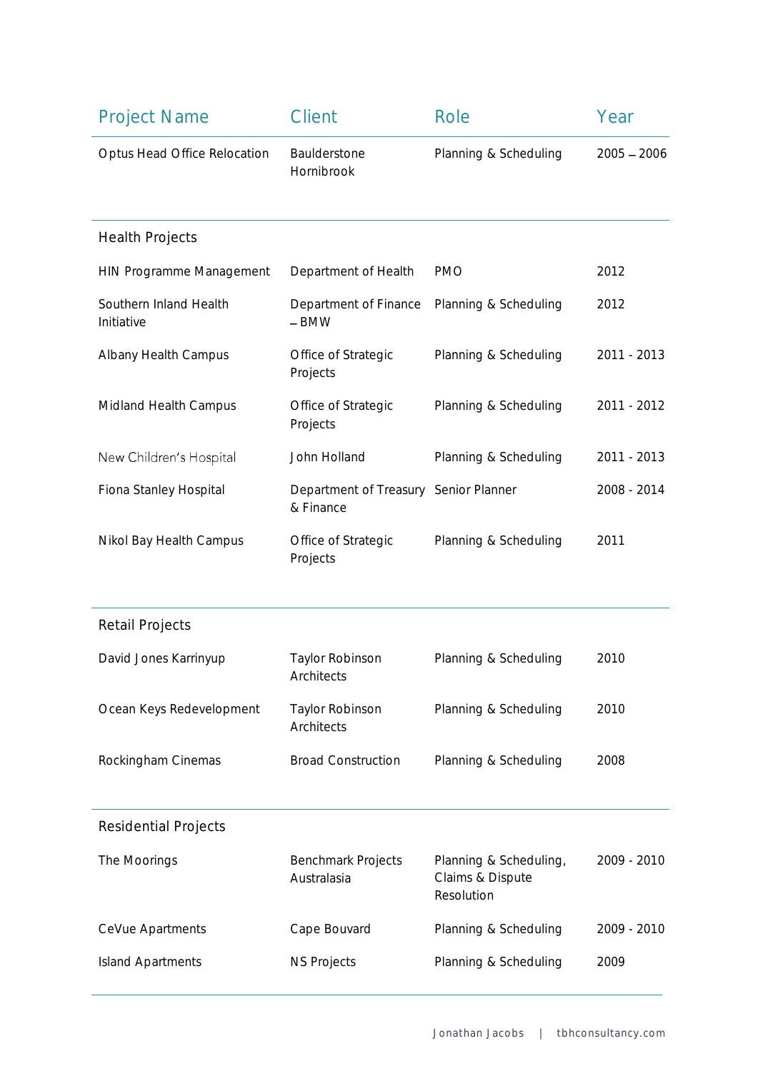| Project Name | Client | Role | Year |
|---|---|---|---|
| Optus Head Office Relocation | Baulderstone Hornibrook | Planning & Scheduling | 2005 – 2006 |
| **Health Projects** | | | |
| HIN Programme Management | Department of Health | PMO | 2012 |
| Southern Inland Health Initiative | Department of Finance – BMW | Planning & Scheduling | 2012 |
| Albany Health Campus | Office of Strategic Projects | Planning & Scheduling | 2011 - 2013 |
| Midland Health Campus | Office of Strategic Projects | Planning & Scheduling | 2011 - 2012 |
| New Children's Hospital | John Holland | Planning & Scheduling | 2011 - 2013 |
| Fiona Stanley Hospital | Department of Treasury & Finance | Senior Planner | 2008 - 2014 |
| Nikol Bay Health Campus | Office of Strategic Projects | Planning & Scheduling | 2011 |
| **Retail Projects** | | | |
| David Jones Karrinyup | Taylor Robinson Architects | Planning & Scheduling | 2010 |
| Ocean Keys Redevelopment | Taylor Robinson Architects | Planning & Scheduling | 2010 |
| Rockingham Cinemas | Broad Construction | Planning & Scheduling | 2008 |
| **Residential Projects** | | | |
| The Moorings | Benchmark Projects Australasia | Planning & Scheduling, Claims & Dispute Resolution | 2009 - 2010 |
| CeVue Apartments | Cape Bouvard | Planning & Scheduling | 2009 - 2010 |
| Island Apartments | NS Projects | Planning & Scheduling | 2009 |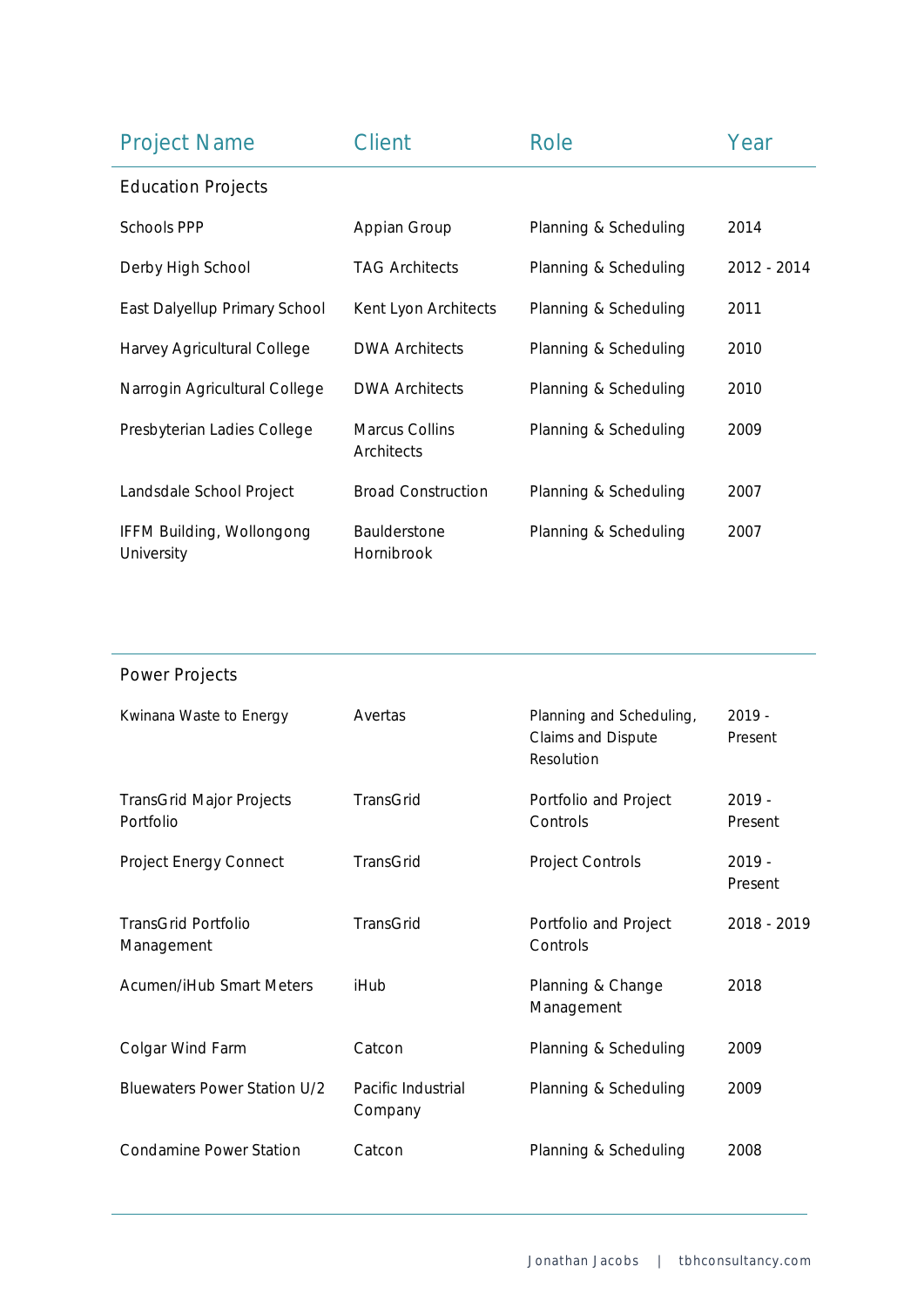| Project Name | Client | Role | Year |
| --- | --- | --- | --- |
| **Education Projects** | | | |
| Schools PPP | Appian Group | Planning & Scheduling | 2014 |
| Derby High School | TAG Architects | Planning & Scheduling | 2012 - 2014 |
| East Dalyellup Primary School | Kent Lyon Architects | Planning & Scheduling | 2011 |
| Harvey Agricultural College | DWA Architects | Planning & Scheduling | 2010 |
| Narrogin Agricultural College | DWA Architects | Planning & Scheduling | 2010 |
| Presbyterian Ladies College | Marcus Collins Architects | Planning & Scheduling | 2009 |
| Landsdale School Project | Broad Construction | Planning & Scheduling | 2007 |
| IFFM Building, Wollongong University | Baulderstone Hornibrook | Planning & Scheduling | 2007 |
| **Power Projects** | | | |
| Kwinana Waste to Energy | Avertas | Planning and Scheduling, Claims and Dispute Resolution | 2019 - Present |
| TransGrid Major Projects Portfolio | TransGrid | Portfolio and Project Controls | 2019 - Present |
| Project Energy Connect | TransGrid | Project Controls | 2019 - Present |
| TransGrid Portfolio Management | TransGrid | Portfolio and Project Controls | 2018 - 2019 |
| Acumen/iHub Smart Meters | iHub | Planning & Change Management | 2018 |
| Colgar Wind Farm | Catcon | Planning & Scheduling | 2009 |
| Bluewaters Power Station U/2 | Pacific Industrial Company | Planning & Scheduling | 2009 |
| Condamine Power Station | Catcon | Planning & Scheduling | 2008 |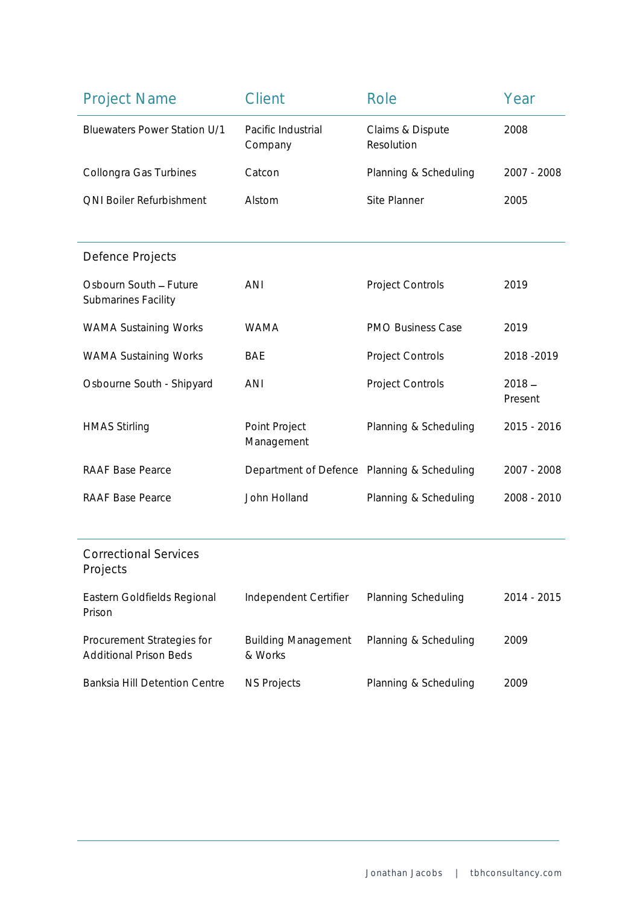| Project Name | Client | Role | Year |
|---|---|---|---|
| Bluewaters Power Station U/1 | Pacific Industrial Company | Claims & Dispute Resolution | 2008 |
| Collongra Gas Turbines | Catcon | Planning & Scheduling | 2007 - 2008 |
| QNI Boiler Refurbishment | Alstom | Site Planner | 2005 |
| Defence Projects | | | |
| Osbourn South – Future Submarines Facility | ANI | Project Controls | 2019 |
| WAMA Sustaining Works | WAMA | PMO Business Case | 2019 |
| WAMA Sustaining Works | BAE | Project Controls | 2018 -2019 |
| Osbourne South - Shipyard | ANI | Project Controls | 2018 – Present |
| HMAS Stirling | Point Project Management | Planning & Scheduling | 2015 - 2016 |
| RAAF Base Pearce | Department of Defence | Planning & Scheduling | 2007 - 2008 |
| RAAF Base Pearce | John Holland | Planning & Scheduling | 2008 - 2010 |
| Correctional Services Projects | | | |
| Eastern Goldfields Regional Prison | Independent Certifier | Planning Scheduling | 2014 - 2015 |
| Procurement Strategies for Additional Prison Beds | Building Management & Works | Planning & Scheduling | 2009 |
| Banksia Hill Detention Centre | NS Projects | Planning & Scheduling | 2009 |